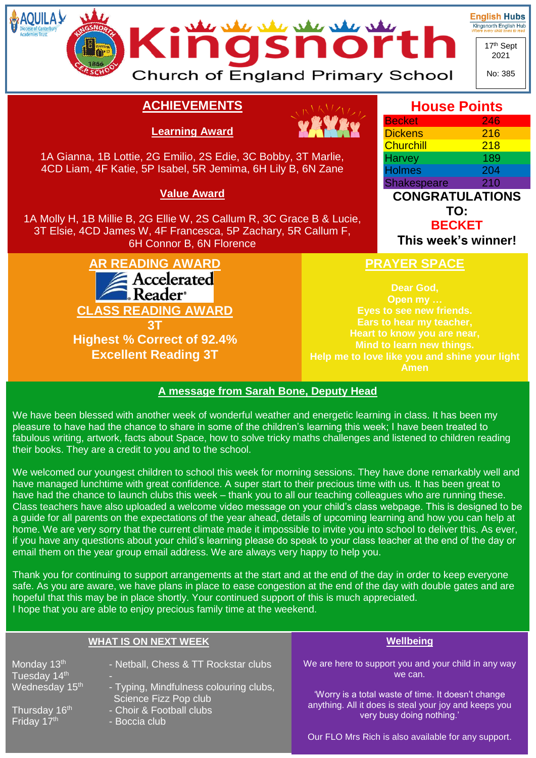# Kingsnorth Church of England Primary School

AQUILA Diocese of Canterbury Academies Trust

English Hubs — Kingsnorth English Hub — Where every child loves to read

17th Sept 2021

No: 385

## ACHIEVEMENTS

### Learning Award

1A Gianna, 1B Lottie, 2G Emilio, 2S Edie, 3C Bobby, 3T Marlie, 4CD Liam, 4F Katie, 5P Isabel, 5R Jemima, 6H Lily B, 6N Zane

### Value Award

1A Molly H, 1B Millie B, 2G Ellie W, 2S Callum R, 3C Grace B & Lucie, 3T Elsie, 4CD James W, 4F Francesca, 5P Zachary, 5R Callum F, 6H Connor B, 6N Florence

## House Points

| House | Points |
|---|---|
| Becket | 246 |
| Dickens | 216 |
| Churchill | 218 |
| Harvey | 189 |
| Holmes | 204 |
| Shakespeare | 210 |

**CONGRATULATIONS TO:**
**BECKET**
**This week's winner!**

## AR READING AWARD

Accelerated Reader

## CLASS READING AWARD

**3T**
**Highest % Correct of 92.4%**
**Excellent Reading 3T**

## PRAYER SPACE

Dear God,
Open my …
Eyes to see new friends.
Ears to hear my teacher,
Heart to know you are near,
Mind to learn new things.
Help me to love like you and shine your light
Amen

## A message from Sarah Bone, Deputy Head

We have been blessed with another week of wonderful weather and energetic learning in class. It has been my pleasure to have had the chance to share in some of the children's learning this week; I have been treated to fabulous writing, artwork, facts about Space, how to solve tricky maths challenges and listened to children reading their books. They are a credit to you and to the school.

We welcomed our youngest children to school this week for morning sessions. They have done remarkably well and have managed lunchtime with great confidence. A super start to their precious time with us. It has been great to have had the chance to launch clubs this week – thank you to all our teaching colleagues who are running these. Class teachers have also uploaded a welcome video message on your child's class webpage. This is designed to be a guide for all parents on the expectations of the year ahead, details of upcoming learning and how you can help at home. We are very sorry that the current climate made it impossible to invite you into school to deliver this. As ever, if you have any questions about your child's learning please do speak to your class teacher at the end of the day or email them on the year group email address. We are always very happy to help you.

Thank you for continuing to support arrangements at the start and at the end of the day in order to keep everyone safe. As you are aware, we have plans in place to ease congestion at the end of the day with double gates and are hopeful that this may be in place shortly. Your continued support of this is much appreciated.
I hope that you are able to enjoy precious family time at the weekend.

## WHAT IS ON NEXT WEEK

| Day | Activities |
|---|---|
| Monday 13th | - Netball, Chess & TT Rockstar clubs |
| Tuesday 14th | - |
| Wednesday 15th | - Typing, Mindfulness colouring clubs, Science Fizz Pop club |
| Thursday 16th | - Choir & Football clubs |
| Friday 17th | - Boccia club |

## Wellbeing

We are here to support you and your child in any way we can.

'Worry is a total waste of time. It doesn't change anything. All it does is steal your joy and keeps you very busy doing nothing.'

Our FLO Mrs Rich is also available for any support.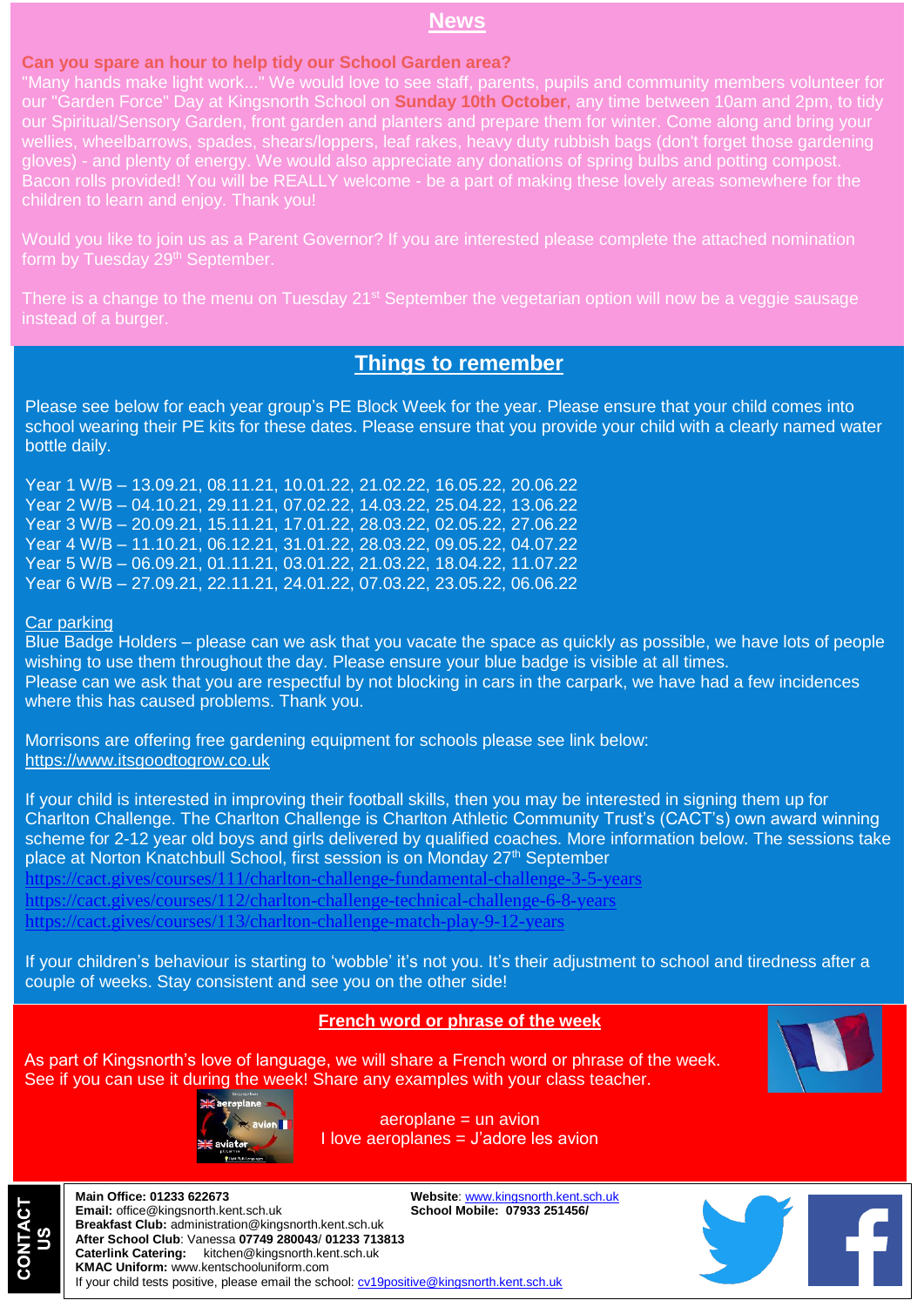## News

**Can you spare an hour to help tidy our School Garden area?**

"Many hands make light work..." We would love to see staff, parents, pupils and community members volunteer for our "Garden Force" Day at Kingsnorth School on **Sunday 10th October**, any time between 10am and 2pm, to tidy our Spiritual/Sensory Garden, front garden and planters and prepare them for winter. Come along and bring your wellies, wheelbarrows, spades, shears/loppers, leaf rakes, heavy duty rubbish bags (don't forget those gardening gloves) - and plenty of energy. We would also appreciate any donations of spring bulbs and potting compost. Bacon rolls provided! You will be REALLY welcome - be a part of making these lovely areas somewhere for the children to learn and enjoy. Thank you!

Would you like to join us as a Parent Governor? If you are interested please complete the attached nomination form by Tuesday 29th September.

There is a change to the menu on Tuesday 21st September the vegetarian option will now be a veggie sausage instead of a burger.

## Things to remember

Please see below for each year group's PE Block Week for the year. Please ensure that your child comes into school wearing their PE kits for these dates. Please ensure that you provide your child with a clearly named water bottle daily.

Year 1 W/B – 13.09.21, 08.11.21, 10.01.22, 21.02.22, 16.05.22, 20.06.22
Year 2 W/B – 04.10.21, 29.11.21, 07.02.22, 14.03.22, 25.04.22, 13.06.22
Year 3 W/B – 20.09.21, 15.11.21, 17.01.22, 28.03.22, 02.05.22, 27.06.22
Year 4 W/B – 11.10.21, 06.12.21, 31.01.22, 28.03.22, 09.05.22, 04.07.22
Year 5 W/B – 06.09.21, 01.11.21, 03.01.22, 21.03.22, 18.04.22, 11.07.22
Year 6 W/B – 27.09.21, 22.11.21, 24.01.22, 07.03.22, 23.05.22, 06.06.22

Car parking

Blue Badge Holders – please can we ask that you vacate the space as quickly as possible, we have lots of people wishing to use them throughout the day. Please ensure your blue badge is visible at all times.
Please can we ask that you are respectful by not blocking in cars in the carpark, we have had a few incidences where this has caused problems. Thank you.

Morrisons are offering free gardening equipment for schools please see link below:
https://www.itsgoodtogrow.co.uk

If your child is interested in improving their football skills, then you may be interested in signing them up for Charlton Challenge. The Charlton Challenge is Charlton Athletic Community Trust's (CACT's) own award winning scheme for 2-12 year old boys and girls delivered by qualified coaches. More information below. The sessions take place at Norton Knatchbull School, first session is on Monday 27th September
https://cact.gives/courses/111/charlton-challenge-fundamental-challenge-3-5-years
https://cact.gives/courses/112/charlton-challenge-technical-challenge-6-8-years
https://cact.gives/courses/113/charlton-challenge-match-play-9-12-years

If your children's behaviour is starting to 'wobble' it's not you. It's their adjustment to school and tiredness after a couple of weeks. Stay consistent and see you on the other side!

## French word or phrase of the week

As part of Kingsnorth's love of language, we will share a French word or phrase of the week. See if you can use it during the week! Share any examples with your class teacher.

aeroplane = un avion
I love aeroplanes = J'adore les avion

**CONTACT US**

**Main Office: 01233 622673**
**Email:** office@kingsnorth.kent.sch.uk
**Breakfast Club:** administration@kingsnorth.kent.sch.uk
**After School Club**: Vanessa **07749 280043**/ **01233 713813**
**Caterlink Catering:** kitchen@kingsnorth.kent.sch.uk
**KMAC Uniform:** www.kentschooluniform.com
If your child tests positive, please email the school: cv19positive@kingsnorth.kent.sch.uk

**Website**: www.kingsnorth.kent.sch.uk
**School Mobile: 07933 251456/**